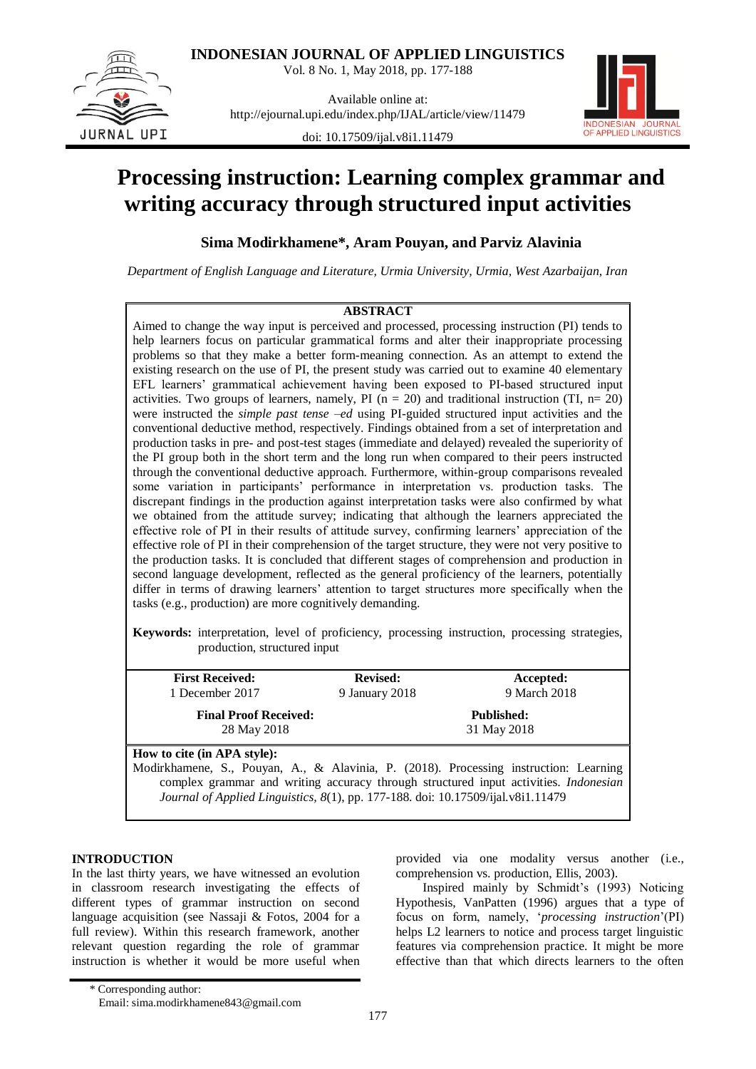# Processing instruction: Learning complex grammar and writing accuracy through structured input activities

**Sima Modirkhamene\*, Aram Pouyan, and Parviz Alavinia**

*Department of English Language and Literature, Urmia University, Urmia, West Azarbaijan, Iran*

## ABSTRACT

Aimed to change the way input is perceived and processed, processing instruction (PI) tends to help learners focus on particular grammatical forms and alter their inappropriate processing problems so that they make a better form-meaning connection. As an attempt to extend the existing research on the use of PI, the present study was carried out to examine 40 elementary EFL learners' grammatical achievement having been exposed to PI-based structured input activities. Two groups of learners, namely, PI (n = 20) and traditional instruction (TI, n= 20) were instructed the *simple past tense –ed* using PI-guided structured input activities and the conventional deductive method, respectively. Findings obtained from a set of interpretation and production tasks in pre- and post-test stages (immediate and delayed) revealed the superiority of the PI group both in the short term and the long run when compared to their peers instructed through the conventional deductive approach. Furthermore, within-group comparisons revealed some variation in participants' performance in interpretation vs. production tasks. The discrepant findings in the production against interpretation tasks were also confirmed by what we obtained from the attitude survey; indicating that although the learners appreciated the effective role of PI in their results of attitude survey, confirming learners' appreciation of the effective role of PI in their comprehension of the target structure, they were not very positive to the production tasks. It is concluded that different stages of comprehension and production in second language development, reflected as the general proficiency of the learners, potentially differ in terms of drawing learners' attention to target structures more specifically when the tasks (e.g., production) are more cognitively demanding.

**Keywords:** interpretation, level of proficiency, processing instruction, processing strategies, production, structured input

| **First Received:** | **Revised:** | **Accepted:** |
|---|---|---|
| 1 December 2017 | 9 January 2018 | 9 March 2018 |
| **Final Proof Received:** | | **Published:** |
| 28 May 2018 | | 31 May 2018 |

**How to cite (in APA style):**
Modirkhamene, S., Pouyan, A., & Alavinia, P. (2018). Processing instruction: Learning complex grammar and writing accuracy through structured input activities. *Indonesian Journal of Applied Linguistics, 8*(1), pp. 177-188. doi: 10.17509/ijal.v8i1.11479

## INTRODUCTION

In the last thirty years, we have witnessed an evolution in classroom research investigating the effects of different types of grammar instruction on second language acquisition (see Nassaji & Fotos, 2004 for a full review). Within this research framework, another relevant question regarding the role of grammar instruction is whether it would be more useful when provided via one modality versus another (i.e., comprehension vs. production, Ellis, 2003).

Inspired mainly by Schmidt's (1993) Noticing Hypothesis, VanPatten (1996) argues that a type of focus on form, namely, '*processing instruction*'(PI) helps L2 learners to notice and process target linguistic features via comprehension practice. It might be more effective than that which directs learners to the often

\* Corresponding author:
Email: sima.modirkhamene843@gmail.com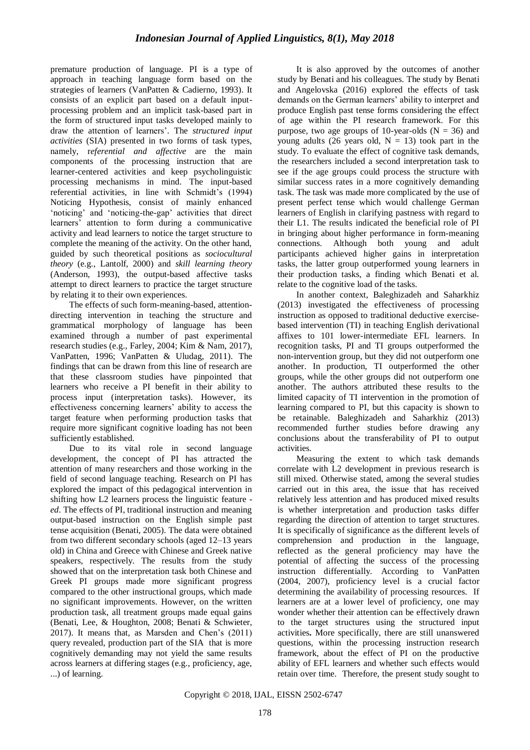premature production of language. PI is a type of approach in teaching language form based on the strategies of learners (VanPatten & Cadierno, 1993). It consists of an explicit part based on a default input-processing problem and an implicit task-based part in the form of structured input tasks developed mainly to draw the attention of learners'. The *structured input activities* (SIA) presented in two forms of task types, namely, r*eferential and affective* are the main components of the processing instruction that are learner-centered activities and keep psycholinguistic processing mechanisms in mind. The input-based referential activities, in line with Schmidt's (1994) Noticing Hypothesis, consist of mainly enhanced 'noticing' and 'noticing-the-gap' activities that direct learners' attention to form during a communicative activity and lead learners to notice the target structure to complete the meaning of the activity. On the other hand, guided by such theoretical positions as *sociocultural theory* (e.g., Lantolf, 2000) and *skill learning theory* (Anderson, 1993), the output-based affective tasks attempt to direct learners to practice the target structure by relating it to their own experiences.

The effects of such form-meaning-based, attention-directing intervention in teaching the structure and grammatical morphology of language has been examined through a number of past experimental research studies (e.g., Farley, 2004; Kim & Nam, 2017), VanPatten, 1996; VanPatten & Uludag, 2011). The findings that can be drawn from this line of research are that these classroom studies have pinpointed that learners who receive a PI benefit in their ability to process input (interpretation tasks). However, its effectiveness concerning learners' ability to access the target feature when performing production tasks that require more significant cognitive loading has not been sufficiently established.

Due to its vital role in second language development, the concept of PI has attracted the attention of many researchers and those working in the field of second language teaching. Research on PI has explored the impact of this pedagogical intervention in shifting how L2 learners process the linguistic feature -*ed*. The effects of PI, traditional instruction and meaning output-based instruction on the English simple past tense acquisition (Benati, 2005). The data were obtained from two different secondary schools (aged 12–13 years old) in China and Greece with Chinese and Greek native speakers, respectively. The results from the study showed that on the interpretation task both Chinese and Greek PI groups made more significant progress compared to the other instructional groups, which made no significant improvements. However, on the written production task, all treatment groups made equal gains (Benati, Lee, & Houghton, 2008; Benati & Schwieter, 2017). It means that, as Marsden and Chen's (2011) query revealed, production part of the SIA that is more cognitively demanding may not yield the same results across learners at differing stages (e.g., proficiency, age, ...) of learning.

It is also approved by the outcomes of another study by Benati and his colleagues. The study by Benati and Angelovska (2016) explored the effects of task demands on the German learners' ability to interpret and produce English past tense forms considering the effect of age within the PI research framework. For this purpose, two age groups of 10-year-olds (N = 36) and young adults (26 years old, N = 13) took part in the study. To evaluate the effect of cognitive task demands, the researchers included a second interpretation task to see if the age groups could process the structure with similar success rates in a more cognitively demanding task. The task was made more complicated by the use of present perfect tense which would challenge German learners of English in clarifying pastness with regard to their L1. The results indicated the beneficial role of PI in bringing about higher performance in form-meaning connections. Although both young and adult participants achieved higher gains in interpretation tasks, the latter group outperformed young learners in their production tasks, a finding which Benati et al. relate to the cognitive load of the tasks.

In another context, Baleghizadeh and Saharkhiz (2013) investigated the effectiveness of processing instruction as opposed to traditional deductive exercise-based intervention (TI) in teaching English derivational affixes to 101 lower-intermediate EFL learners. In recognition tasks, PI and TI groups outperformed the non-intervention group, but they did not outperform one another. In production, TI outperformed the other groups, while the other groups did not outperform one another. The authors attributed these results to the limited capacity of TI intervention in the promotion of learning compared to PI, but this capacity is shown to be retainable. Baleghizadeh and Saharkhiz (2013) recommended further studies before drawing any conclusions about the transferability of PI to output activities.

Measuring the extent to which task demands correlate with L2 development in previous research is still mixed. Otherwise stated, among the several studies carried out in this area, the issue that has received relatively less attention and has produced mixed results is whether interpretation and production tasks differ regarding the direction of attention to target structures. It is specifically of significance as the different levels of comprehension and production in the language, reflected as the general proficiency may have the potential of affecting the success of the processing instruction differentially. According to VanPatten (2004, 2007), proficiency level is a crucial factor determining the availability of processing resources. If learners are at a lower level of proficiency, one may wonder whether their attention can be effectively drawn to the target structures using the structured input activities**.** More specifically, there are still unanswered questions, within the processing instruction research framework, about the effect of PI on the productive ability of EFL learners and whether such effects would retain over time. Therefore, the present study sought to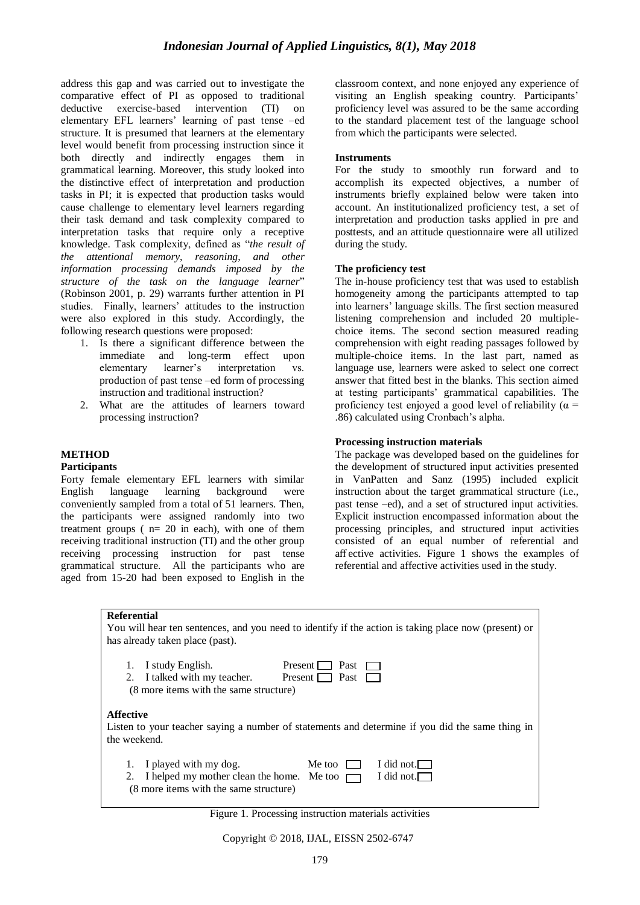address this gap and was carried out to investigate the comparative effect of PI as opposed to traditional deductive exercise-based intervention (TI) on elementary EFL learners' learning of past tense –ed structure. It is presumed that learners at the elementary level would benefit from processing instruction since it both directly and indirectly engages them in grammatical learning. Moreover, this study looked into the distinctive effect of interpretation and production tasks in PI; it is expected that production tasks would cause challenge to elementary level learners regarding their task demand and task complexity compared to interpretation tasks that require only a receptive knowledge. Task complexity, defined as "*the result of the attentional memory, reasoning, and other information processing demands imposed by the structure of the task on the language learner*" (Robinson 2001, p. 29) warrants further attention in PI studies. Finally, learners' attitudes to the instruction were also explored in this study. Accordingly, the following research questions were proposed:

1. Is there a significant difference between the immediate and long-term effect upon elementary learner's interpretation vs. production of past tense –ed form of processing instruction and traditional instruction?
2. What are the attitudes of learners toward processing instruction?

## METHOD

### Participants

Forty female elementary EFL learners with similar English language learning background were conveniently sampled from a total of 51 learners. Then, the participants were assigned randomly into two treatment groups ( n= 20 in each), with one of them receiving traditional instruction (TI) and the other group receiving processing instruction for past tense grammatical structure. All the participants who are aged from 15-20 had been exposed to English in the classroom context, and none enjoyed any experience of visiting an English speaking country. Participants' proficiency level was assured to be the same according to the standard placement test of the language school from which the participants were selected.

### Instruments

For the study to smoothly run forward and to accomplish its expected objectives, a number of instruments briefly explained below were taken into account. An institutionalized proficiency test, a set of interpretation and production tasks applied in pre and posttests, and an attitude questionnaire were all utilized during the study.

### The proficiency test

The in-house proficiency test that was used to establish homogeneity among the participants attempted to tap into learners' language skills. The first section measured listening comprehension and included 20 multiple-choice items. The second section measured reading comprehension with eight reading passages followed by multiple-choice items. In the last part, named as language use, learners were asked to select one correct answer that fitted best in the blanks. This section aimed at testing participants' grammatical capabilities. The proficiency test enjoyed a good level of reliability ($\alpha$ = .86) calculated using Cronbach's alpha.

### Processing instruction materials

The package was developed based on the guidelines for the development of structured input activities presented in VanPatten and Sanz (1995) included explicit instruction about the target grammatical structure (i.e., past tense –ed), and a set of structured input activities. Explicit instruction encompassed information about the processing principles, and structured input activities consisted of an equal number of referential and affective activities. Figure 1 shows the examples of referential and affective activities used in the study.

**Referential**

You will hear ten sentences, and you need to identify if the action is taking place now (present) or has already taken place (past).

1. I study English. Present ☐ Past ☐
2. I talked with my teacher. Present ☐ Past ☐

(8 more items with the same structure)

**Affective**

Listen to your teacher saying a number of statements and determine if you did the same thing in the weekend.

1. I played with my dog. Me too ☐ I did not.☐
2. I helped my mother clean the home. Me too ☐ I did not.☐

(8 more items with the same structure)

Figure 1. Processing instruction materials activities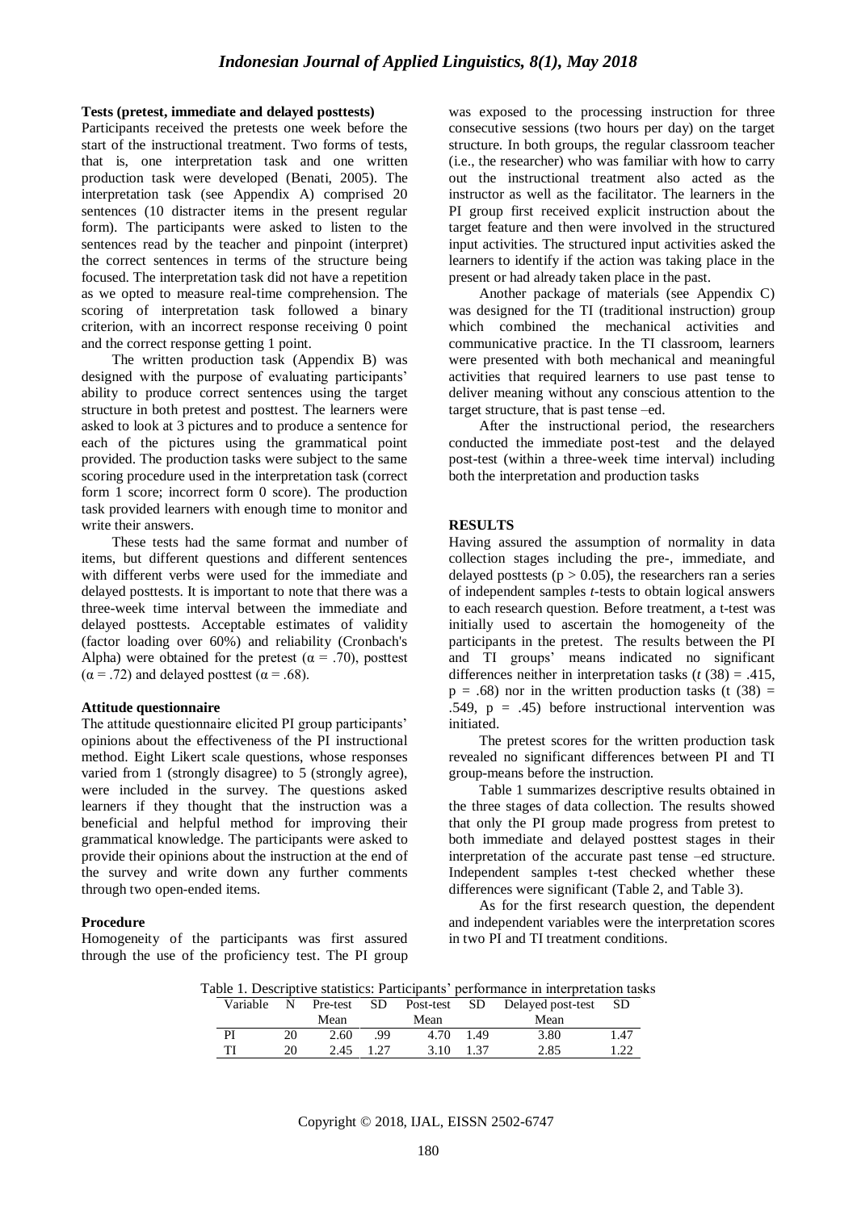**Tests (pretest, immediate and delayed posttests)**

Participants received the pretests one week before the start of the instructional treatment. Two forms of tests, that is, one interpretation task and one written production task were developed (Benati, 2005). The interpretation task (see Appendix A) comprised 20 sentences (10 distracter items in the present regular form). The participants were asked to listen to the sentences read by the teacher and pinpoint (interpret) the correct sentences in terms of the structure being focused. The interpretation task did not have a repetition as we opted to measure real-time comprehension. The scoring of interpretation task followed a binary criterion, with an incorrect response receiving 0 point and the correct response getting 1 point.

The written production task (Appendix B) was designed with the purpose of evaluating participants' ability to produce correct sentences using the target structure in both pretest and posttest. The learners were asked to look at 3 pictures and to produce a sentence for each of the pictures using the grammatical point provided. The production tasks were subject to the same scoring procedure used in the interpretation task (correct form 1 score; incorrect form 0 score). The production task provided learners with enough time to monitor and write their answers.

These tests had the same format and number of items, but different questions and different sentences with different verbs were used for the immediate and delayed posttests. It is important to note that there was a three-week time interval between the immediate and delayed posttests. Acceptable estimates of validity (factor loading over 60%) and reliability (Cronbach's Alpha) were obtained for the pretest ($\alpha$ = .70), posttest ($\alpha$ = .72) and delayed posttest ($\alpha$ = .68).

**Attitude questionnaire**

The attitude questionnaire elicited PI group participants' opinions about the effectiveness of the PI instructional method. Eight Likert scale questions, whose responses varied from 1 (strongly disagree) to 5 (strongly agree), were included in the survey. The questions asked learners if they thought that the instruction was a beneficial and helpful method for improving their grammatical knowledge. The participants were asked to provide their opinions about the instruction at the end of the survey and write down any further comments through two open-ended items.

**Procedure**

Homogeneity of the participants was first assured through the use of the proficiency test. The PI group was exposed to the processing instruction for three consecutive sessions (two hours per day) on the target structure. In both groups, the regular classroom teacher (i.e., the researcher) who was familiar with how to carry out the instructional treatment also acted as the instructor as well as the facilitator. The learners in the PI group first received explicit instruction about the target feature and then were involved in the structured input activities. The structured input activities asked the learners to identify if the action was taking place in the present or had already taken place in the past.

Another package of materials (see Appendix C) was designed for the TI (traditional instruction) group which combined the mechanical activities and communicative practice. In the TI classroom, learners were presented with both mechanical and meaningful activities that required learners to use past tense to deliver meaning without any conscious attention to the target structure, that is past tense –ed.

After the instructional period, the researchers conducted the immediate post-test and the delayed post-test (within a three-week time interval) including both the interpretation and production tasks

## RESULTS

Having assured the assumption of normality in data collection stages including the pre-, immediate, and delayed posttests ($p > 0.05$), the researchers ran a series of independent samples *t*-tests to obtain logical answers to each research question. Before treatment, a t-test was initially used to ascertain the homogeneity of the participants in the pretest. The results between the PI and TI groups' means indicated no significant differences neither in interpretation tasks ($t$ (38) = .415, $p$ = .68) nor in the written production tasks ($t$ (38) = .549, $p$ = .45) before instructional intervention was initiated.

The pretest scores for the written production task revealed no significant differences between PI and TI group-means before the instruction.

Table 1 summarizes descriptive results obtained in the three stages of data collection. The results showed that only the PI group made progress from pretest to both immediate and delayed posttest stages in their interpretation of the accurate past tense –ed structure. Independent samples t-test checked whether these differences were significant (Table 2, and Table 3).

As for the first research question, the dependent and independent variables were the interpretation scores in two PI and TI treatment conditions.

Table 1. Descriptive statistics: Participants' performance in interpretation tasks

| Variable | N | Pre-test Mean | SD | Post-test Mean | SD | Delayed post-test Mean | SD |
|---|---|---|---|---|---|---|---|
| PI | 20 | 2.60 | .99 | 4.70 | 1.49 | 3.80 | 1.47 |
| TI | 20 | 2.45 | 1.27 | 3.10 | 1.37 | 2.85 | 1.22 |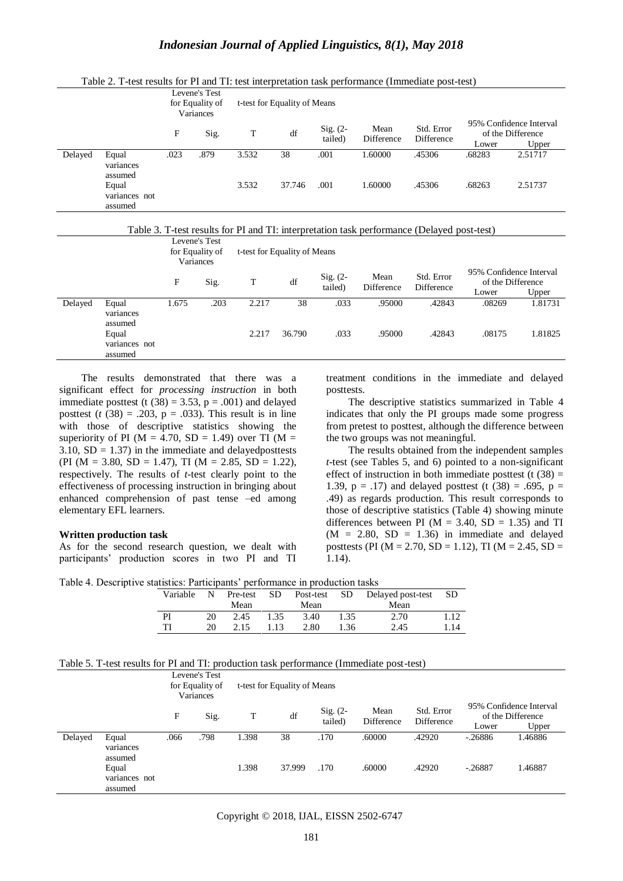Table 2. T-test results for PI and TI: test interpretation task performance (Immediate post-test)

| | | Levene's Test for Equality of Variances | | t-test for Equality of Means | | | | | 95% Confidence Interval of the Difference | |
|---|---|---|---|---|---|---|---|---|---|---|
| | | F | Sig. | T | df | Sig. (2-tailed) | Mean Difference | Std. Error Difference | Lower | Upper |
| Delayed | Equal variances assumed | .023 | .879 | 3.532 | 38 | .001 | 1.60000 | .45306 | .68283 | 2.51717 |
| | Equal variances not assumed | | | 3.532 | 37.746 | .001 | 1.60000 | .45306 | .68263 | 2.51737 |

Table 3. T-test results for PI and TI: interpretation task performance (Delayed post-test)

| | | Levene's Test for Equality of Variances | | t-test for Equality of Means | | | | | 95% Confidence Interval of the Difference | |
|---|---|---|---|---|---|---|---|---|---|---|
| | | F | Sig. | T | df | Sig. (2-tailed) | Mean Difference | Std. Error Difference | Lower | Upper |
| Delayed | Equal variances assumed | 1.675 | .203 | 2.217 | 38 | .033 | .95000 | .42843 | .08269 | 1.81731 |
| | Equal variances not assumed | | | 2.217 | 36.790 | .033 | .95000 | .42843 | .08175 | 1.81825 |

The results demonstrated that there was a significant effect for *processing instruction* in both immediate posttest ($t$ (38) = 3.53, $p$ = .001) and delayed posttest ($t$ (38) = .203, $p$ = .033). This result is in line with those of descriptive statistics showing the superiority of PI (M = 4.70, SD = 1.49) over TI (M = 3.10, SD = 1.37) in the immediate and delayedposttests (PI (M = 3.80, SD = 1.47), TI (M = 2.85, SD = 1.22), respectively. The results of *t*-test clearly point to the effectiveness of processing instruction in bringing about enhanced comprehension of past tense –ed among elementary EFL learners.

**Written production task**

As for the second research question, we dealt with participants' production scores in two PI and TI treatment conditions in the immediate and delayed posttests.

The descriptive statistics summarized in Table 4 indicates that only the PI groups made some progress from pretest to posttest, although the difference between the two groups was not meaningful.

The results obtained from the independent samples *t*-test (see Tables 5, and 6) pointed to a non-significant effect of instruction in both immediate posttest ($t$ (38) = 1.39, $p$ = .17) and delayed posttest ($t$ (38) = .695, $p$ = .49) as regards production. This result corresponds to those of descriptive statistics (Table 4) showing minute differences between PI (M = 3.40, SD = 1.35) and TI (M = 2.80, SD = 1.36) in immediate and delayed posttests (PI (M = 2.70, SD = 1.12), TI (M = 2.45, SD = 1.14).

Table 4. Descriptive statistics: Participants' performance in production tasks

| Variable | N | Pre-test Mean | SD | Post-test Mean | SD | Delayed post-test Mean | SD |
|---|---|---|---|---|---|---|---|
| PI | 20 | 2.45 | 1.35 | 3.40 | 1.35 | 2.70 | 1.12 |
| TI | 20 | 2.15 | 1.13 | 2.80 | 1.36 | 2.45 | 1.14 |

Table 5. T-test results for PI and TI: production task performance (Immediate post-test)

| | | Levene's Test for Equality of Variances | | t-test for Equality of Means | | | | | 95% Confidence Interval of the Difference | |
|---|---|---|---|---|---|---|---|---|---|---|
| | | F | Sig. | T | df | Sig. (2-tailed) | Mean Difference | Std. Error Difference | Lower | Upper |
| Delayed | Equal variances assumed | .066 | .798 | 1.398 | 38 | .170 | .60000 | .42920 | -.26886 | 1.46886 |
| | Equal variances not assumed | | | 1.398 | 37.999 | .170 | .60000 | .42920 | -.26887 | 1.46887 |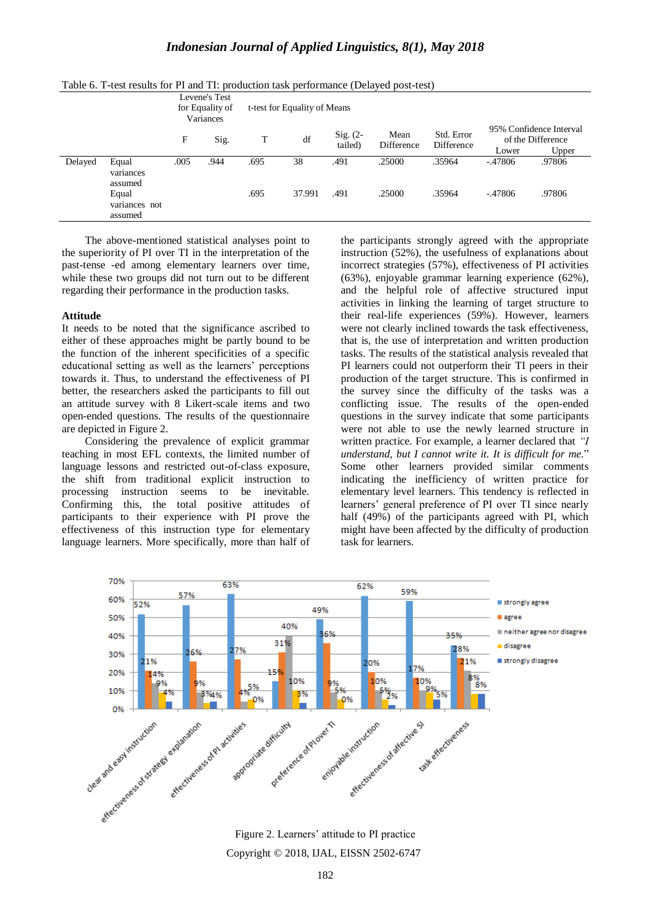Table 6. T-test results for PI and TI: production task performance (Delayed post-test)

| | | Levene's Test for Equality of Variances | | t-test for Equality of Means | | | | | | |
|---|---|---|---|---|---|---|---|---|---|---|
| | | F | Sig. | T | df | Sig. (2-tailed) | Mean Difference | Std. Error Difference | 95% Confidence Interval of the Difference Lower | Upper |
| Delayed | Equal variances assumed | .005 | .944 | .695 | 38 | .491 | .25000 | .35964 | -.47806 | .97806 |
| | Equal variances not assumed | | | .695 | 37.991 | .491 | .25000 | .35964 | -.47806 | .97806 |

The above-mentioned statistical analyses point to the superiority of PI over TI in the interpretation of the past-tense -ed among elementary learners over time, while these two groups did not turn out to be different regarding their performance in the production tasks.

**Attitude**

It needs to be noted that the significance ascribed to either of these approaches might be partly bound to be the function of the inherent specificities of a specific educational setting as well as the learners' perceptions towards it. Thus, to understand the effectiveness of PI better, the researchers asked the participants to fill out an attitude survey with 8 Likert-scale items and two open-ended questions. The results of the questionnaire are depicted in Figure 2.

Considering the prevalence of explicit grammar teaching in most EFL contexts, the limited number of language lessons and restricted out-of-class exposure, the shift from traditional explicit instruction to processing instruction seems to be inevitable. Confirming this, the total positive attitudes of participants to their experience with PI prove the effectiveness of this instruction type for elementary language learners. More specifically, more than half of the participants strongly agreed with the appropriate instruction (52%), the usefulness of explanations about incorrect strategies (57%), effectiveness of PI activities (63%), enjoyable grammar learning experience (62%), and the helpful role of affective structured input activities in linking the learning of target structure to their real-life experiences (59%). However, learners were not clearly inclined towards the task effectiveness, that is, the use of interpretation and written production tasks. The results of the statistical analysis revealed that PI learners could not outperform their TI peers in their production of the target structure. This is confirmed in the survey since the difficulty of the tasks was a conflicting issue. The results of the open-ended questions in the survey indicate that some participants were not able to use the newly learned structure in written practice. For example, a learner declared that *"I understand, but I cannot write it. It is difficult for me."* Some other learners provided similar comments indicating the inefficiency of written practice for elementary level learners. This tendency is reflected in learners' general preference of PI over TI since nearly half (49%) of the participants agreed with PI, which might have been affected by the difficulty of production task for learners.

Figure 2. Learners' attitude to PI practice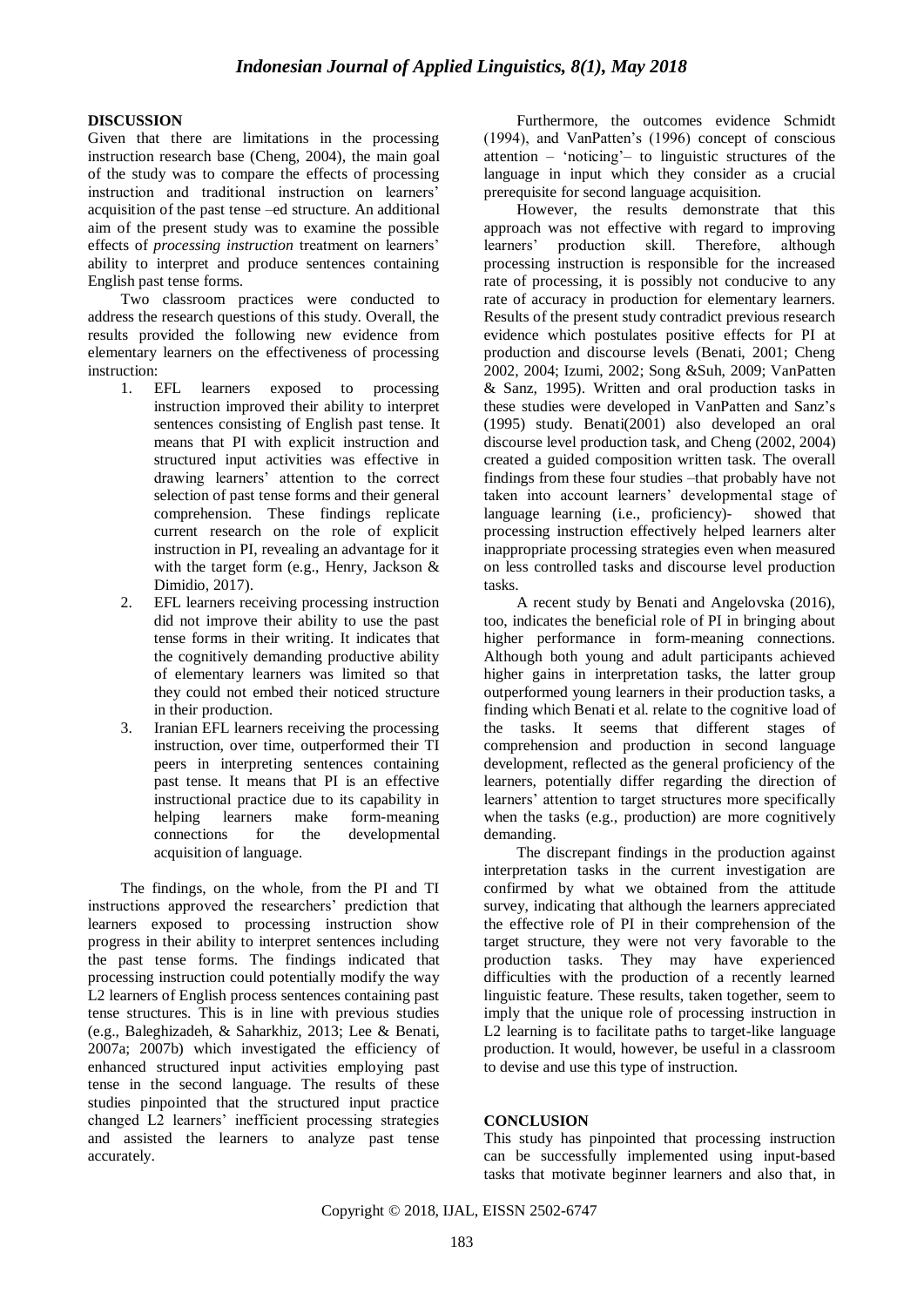## DISCUSSION

Given that there are limitations in the processing instruction research base (Cheng, 2004), the main goal of the study was to compare the effects of processing instruction and traditional instruction on learners' acquisition of the past tense –ed structure. An additional aim of the present study was to examine the possible effects of *processing instruction* treatment on learners' ability to interpret and produce sentences containing English past tense forms.

Two classroom practices were conducted to address the research questions of this study. Overall, the results provided the following new evidence from elementary learners on the effectiveness of processing instruction:

1. EFL learners exposed to processing instruction improved their ability to interpret sentences consisting of English past tense. It means that PI with explicit instruction and structured input activities was effective in drawing learners' attention to the correct selection of past tense forms and their general comprehension. These findings replicate current research on the role of explicit instruction in PI, revealing an advantage for it with the target form (e.g., Henry, Jackson & Dimidio, 2017).
2. EFL learners receiving processing instruction did not improve their ability to use the past tense forms in their writing. It indicates that the cognitively demanding productive ability of elementary learners was limited so that they could not embed their noticed structure in their production.
3. Iranian EFL learners receiving the processing instruction, over time, outperformed their TI peers in interpreting sentences containing past tense. It means that PI is an effective instructional practice due to its capability in helping learners make form-meaning connections for the developmental acquisition of language.

The findings, on the whole, from the PI and TI instructions approved the researchers' prediction that learners exposed to processing instruction show progress in their ability to interpret sentences including the past tense forms. The findings indicated that processing instruction could potentially modify the way L2 learners of English process sentences containing past tense structures. This is in line with previous studies (e.g., Baleghizadeh, & Saharkhiz, 2013; Lee & Benati, 2007a; 2007b) which investigated the efficiency of enhanced structured input activities employing past tense in the second language. The results of these studies pinpointed that the structured input practice changed L2 learners' inefficient processing strategies and assisted the learners to analyze past tense accurately.

Furthermore, the outcomes evidence Schmidt (1994), and VanPatten's (1996) concept of conscious attention – 'noticing'– to linguistic structures of the language in input which they consider as a crucial prerequisite for second language acquisition.

However, the results demonstrate that this approach was not effective with regard to improving learners' production skill. Therefore, although processing instruction is responsible for the increased rate of processing, it is possibly not conducive to any rate of accuracy in production for elementary learners. Results of the present study contradict previous research evidence which postulates positive effects for PI at production and discourse levels (Benati, 2001; Cheng 2002, 2004; Izumi, 2002; Song &Suh, 2009; VanPatten & Sanz, 1995). Written and oral production tasks in these studies were developed in VanPatten and Sanz's (1995) study. Benati(2001) also developed an oral discourse level production task, and Cheng (2002, 2004) created a guided composition written task. The overall findings from these four studies –that probably have not taken into account learners' developmental stage of language learning (i.e., proficiency)- showed that processing instruction effectively helped learners alter inappropriate processing strategies even when measured on less controlled tasks and discourse level production tasks.

A recent study by Benati and Angelovska (2016), too, indicates the beneficial role of PI in bringing about higher performance in form-meaning connections. Although both young and adult participants achieved higher gains in interpretation tasks, the latter group outperformed young learners in their production tasks, a finding which Benati et al. relate to the cognitive load of the tasks. It seems that different stages of comprehension and production in second language development, reflected as the general proficiency of the learners, potentially differ regarding the direction of learners' attention to target structures more specifically when the tasks (e.g., production) are more cognitively demanding.

The discrepant findings in the production against interpretation tasks in the current investigation are confirmed by what we obtained from the attitude survey, indicating that although the learners appreciated the effective role of PI in their comprehension of the target structure, they were not very favorable to the production tasks. They may have experienced difficulties with the production of a recently learned linguistic feature. These results, taken together, seem to imply that the unique role of processing instruction in L2 learning is to facilitate paths to target-like language production. It would, however, be useful in a classroom to devise and use this type of instruction.

## CONCLUSION

This study has pinpointed that processing instruction can be successfully implemented using input-based tasks that motivate beginner learners and also that, in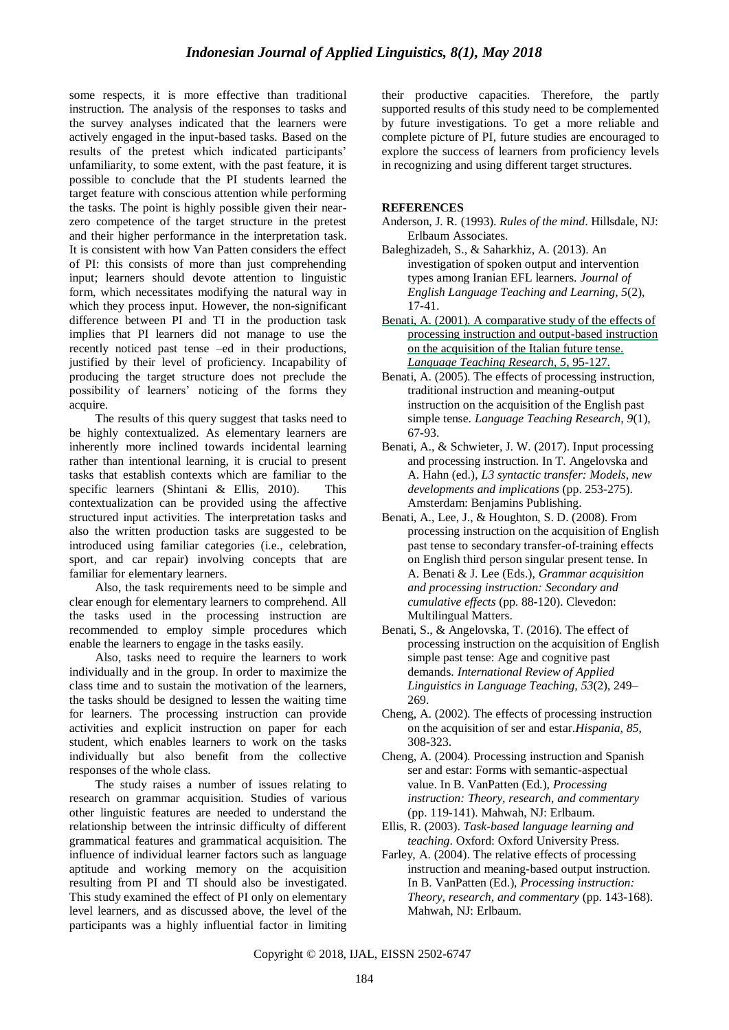some respects, it is more effective than traditional instruction. The analysis of the responses to tasks and the survey analyses indicated that the learners were actively engaged in the input-based tasks. Based on the results of the pretest which indicated participants' unfamiliarity, to some extent, with the past feature, it is possible to conclude that the PI students learned the target feature with conscious attention while performing the tasks. The point is highly possible given their near-zero competence of the target structure in the pretest and their higher performance in the interpretation task. It is consistent with how Van Patten considers the effect of PI: this consists of more than just comprehending input; learners should devote attention to linguistic form, which necessitates modifying the natural way in which they process input. However, the non-significant difference between PI and TI in the production task implies that PI learners did not manage to use the recently noticed past tense –ed in their productions, justified by their level of proficiency. Incapability of producing the target structure does not preclude the possibility of learners' noticing of the forms they acquire.

The results of this query suggest that tasks need to be highly contextualized. As elementary learners are inherently more inclined towards incidental learning rather than intentional learning, it is crucial to present tasks that establish contexts which are familiar to the specific learners (Shintani & Ellis, 2010). This contextualization can be provided using the affective structured input activities. The interpretation tasks and also the written production tasks are suggested to be introduced using familiar categories (i.e., celebration, sport, and car repair) involving concepts that are familiar for elementary learners.

Also, the task requirements need to be simple and clear enough for elementary learners to comprehend. All the tasks used in the processing instruction are recommended to employ simple procedures which enable the learners to engage in the tasks easily.

Also, tasks need to require the learners to work individually and in the group. In order to maximize the class time and to sustain the motivation of the learners, the tasks should be designed to lessen the waiting time for learners. The processing instruction can provide activities and explicit instruction on paper for each student, which enables learners to work on the tasks individually but also benefit from the collective responses of the whole class.

The study raises a number of issues relating to research on grammar acquisition. Studies of various other linguistic features are needed to understand the relationship between the intrinsic difficulty of different grammatical features and grammatical acquisition. The influence of individual learner factors such as language aptitude and working memory on the acquisition resulting from PI and TI should also be investigated. This study examined the effect of PI only on elementary level learners, and as discussed above, the level of the participants was a highly influential factor in limiting their productive capacities. Therefore, the partly supported results of this study need to be complemented by future investigations. To get a more reliable and complete picture of PI, future studies are encouraged to explore the success of learners from proficiency levels in recognizing and using different target structures.

## REFERENCES

Anderson, J. R. (1993). *Rules of the mind*. Hillsdale, NJ: Erlbaum Associates.

Baleghizadeh, S., & Saharkhiz, A. (2013). An investigation of spoken output and intervention types among Iranian EFL learners. *Journal of English Language Teaching and Learning, 5*(2), 17-41.

Benati, A. (2001). A comparative study of the effects of processing instruction and output-based instruction on the acquisition of the Italian future tense. *Language Teaching Research, 5*, 95-127.

Benati, A. (2005). The effects of processing instruction, traditional instruction and meaning-output instruction on the acquisition of the English past simple tense. *Language Teaching Research, 9*(1), 67-93.

Benati, A., & Schwieter, J. W. (2017). Input processing and processing instruction. In T. Angelovska and A. Hahn (ed.), *L3 syntactic transfer: Models, new developments and implications* (pp. 253-275). Amsterdam: Benjamins Publishing.

Benati, A., Lee, J., & Houghton, S. D. (2008). From processing instruction on the acquisition of English past tense to secondary transfer-of-training effects on English third person singular present tense. In A. Benati & J. Lee (Eds.), *Grammar acquisition and processing instruction: Secondary and cumulative effects* (pp. 88-120). Clevedon: Multilingual Matters.

Benati, S., & Angelovska, T. (2016). The effect of processing instruction on the acquisition of English simple past tense: Age and cognitive past demands. *International Review of Applied Linguistics in Language Teaching, 53*(2), 249–269.

Cheng, A. (2002). The effects of processing instruction on the acquisition of ser and estar.*Hispania, 85*, 308-323.

Cheng, A. (2004). Processing instruction and Spanish ser and estar: Forms with semantic-aspectual value. In B. VanPatten (Ed.), *Processing instruction: Theory, research, and commentary* (pp. 119-141). Mahwah, NJ: Erlbaum.

Ellis, R. (2003). *Task-based language learning and teaching*. Oxford: Oxford University Press.

Farley, A. (2004). The relative effects of processing instruction and meaning-based output instruction. In B. VanPatten (Ed.), *Processing instruction: Theory, research, and commentary* (pp. 143-168). Mahwah, NJ: Erlbaum.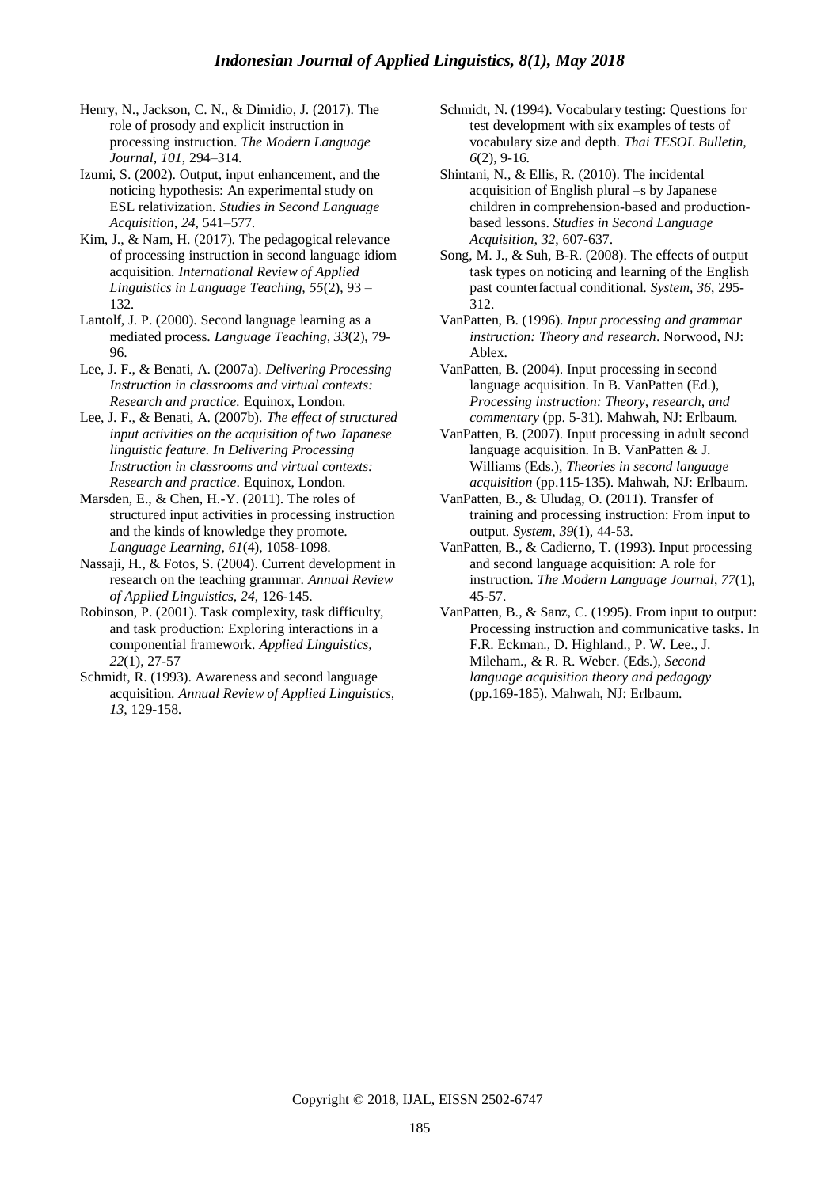Henry, N., Jackson, C. N., & Dimidio, J. (2017). The role of prosody and explicit instruction in processing instruction. *The Modern Language Journal*, *101*, 294–314.

Izumi, S. (2002). Output, input enhancement, and the noticing hypothesis: An experimental study on ESL relativization. *Studies in Second Language Acquisition*, *24*, 541–577.

Kim, J., & Nam, H. (2017). The pedagogical relevance of processing instruction in second language idiom acquisition. *International Review of Applied Linguistics in Language Teaching, 55*(2), 93 – 132.

Lantolf, J. P. (2000). Second language learning as a mediated process. *Language Teaching, 33*(2), 79-96.

Lee, J. F., & Benati, A. (2007a). *Delivering Processing Instruction in classrooms and virtual contexts: Research and practice.* Equinox, London.

Lee, J. F., & Benati, A. (2007b). *The effect of structured input activities on the acquisition of two Japanese linguistic feature. In Delivering Processing Instruction in classrooms and virtual contexts: Research and practice*. Equinox, London.

Marsden, E., & Chen, H.-Y. (2011). The roles of structured input activities in processing instruction and the kinds of knowledge they promote. *Language Learning, 61*(4), 1058-1098.

Nassaji, H., & Fotos, S. (2004). Current development in research on the teaching grammar. *Annual Review of Applied Linguistics, 24*, 126-145.

Robinson, P. (2001). Task complexity, task difficulty, and task production: Exploring interactions in a componential framework. *Applied Linguistics, 22*(1), 27-57

Schmidt, R. (1993). Awareness and second language acquisition. *Annual Review of Applied Linguistics, 13*, 129-158.

Schmidt, N. (1994). Vocabulary testing: Questions for test development with six examples of tests of vocabulary size and depth. *Thai TESOL Bulletin, 6*(2), 9-16.

Shintani, N., & Ellis, R. (2010). The incidental acquisition of English plural –s by Japanese children in comprehension-based and production-based lessons. *Studies in Second Language Acquisition, 32*, 607-637.

Song, M. J., & Suh, B-R. (2008). The effects of output task types on noticing and learning of the English past counterfactual conditional. *System, 36*, 295-312.

VanPatten, B. (1996). *Input processing and grammar instruction: Theory and research*. Norwood, NJ: Ablex.

VanPatten, B. (2004). Input processing in second language acquisition. In B. VanPatten (Ed.), *Processing instruction: Theory, research, and commentary* (pp. 5-31). Mahwah, NJ: Erlbaum.

VanPatten, B. (2007). Input processing in adult second language acquisition. In B. VanPatten & J. Williams (Eds.), *Theories in second language acquisition* (pp.115-135). Mahwah, NJ: Erlbaum.

VanPatten, B., & Uludag, O. (2011). Transfer of training and processing instruction: From input to output. *System*, *39*(1), 44-53.

VanPatten, B., & Cadierno, T. (1993). Input processing and second language acquisition: A role for instruction. *The Modern Language Journal*, *77*(1), 45-57.

VanPatten, B., & Sanz, C. (1995). From input to output: Processing instruction and communicative tasks. In F.R. Eckman., D. Highland., P. W. Lee., J. Mileham., & R. R. Weber. (Eds.), *Second language acquisition theory and pedagogy* (pp.169-185). Mahwah, NJ: Erlbaum.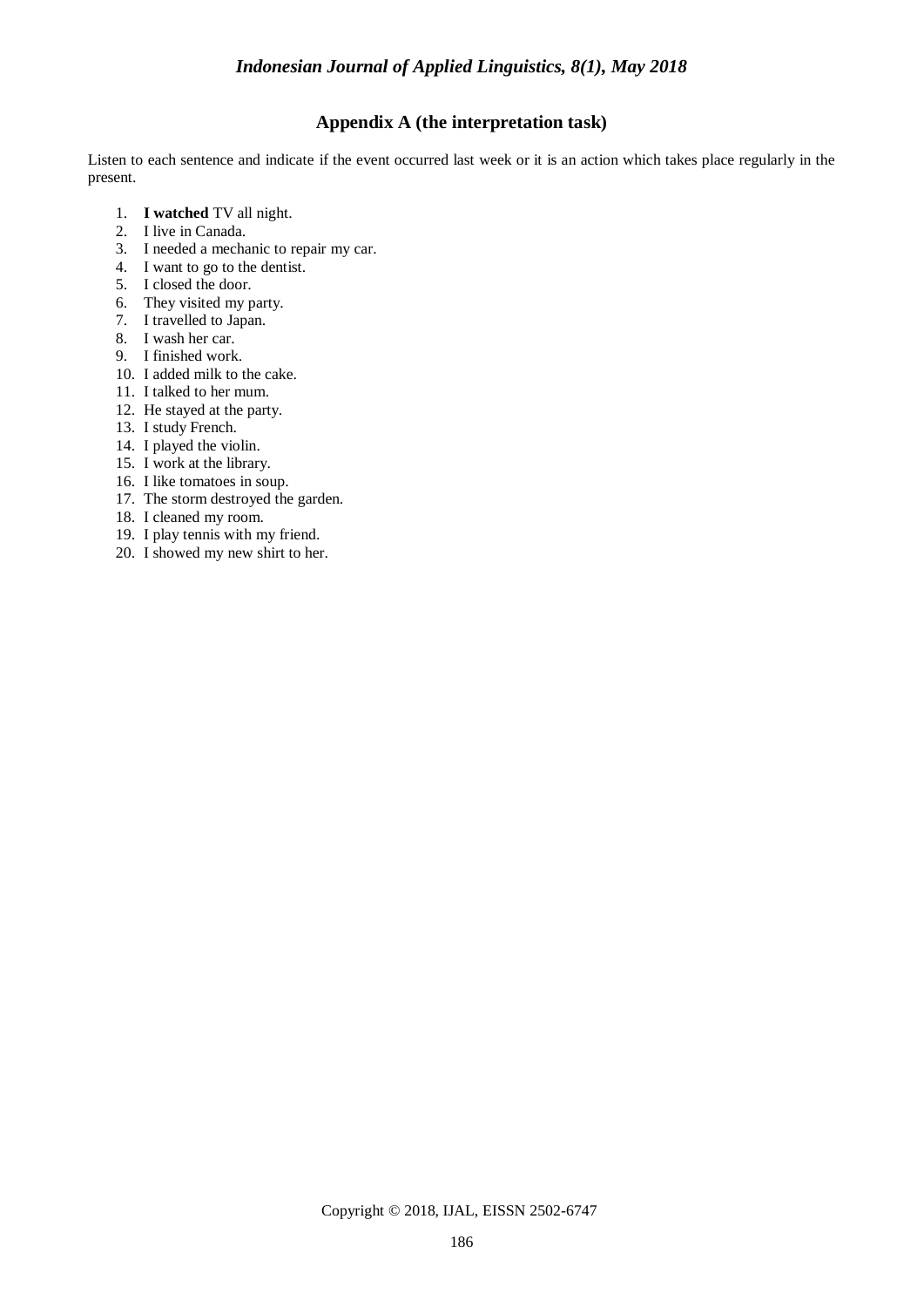## Appendix A (the interpretation task)

Listen to each sentence and indicate if the event occurred last week or it is an action which takes place regularly in the present.

1. **I watched** TV all night.
2. I live in Canada.
3. I needed a mechanic to repair my car.
4. I want to go to the dentist.
5. I closed the door.
6. They visited my party.
7. I travelled to Japan.
8. I wash her car.
9. I finished work.
10. I added milk to the cake.
11. I talked to her mum.
12. He stayed at the party.
13. I study French.
14. I played the violin.
15. I work at the library.
16. I like tomatoes in soup.
17. The storm destroyed the garden.
18. I cleaned my room.
19. I play tennis with my friend.
20. I showed my new shirt to her.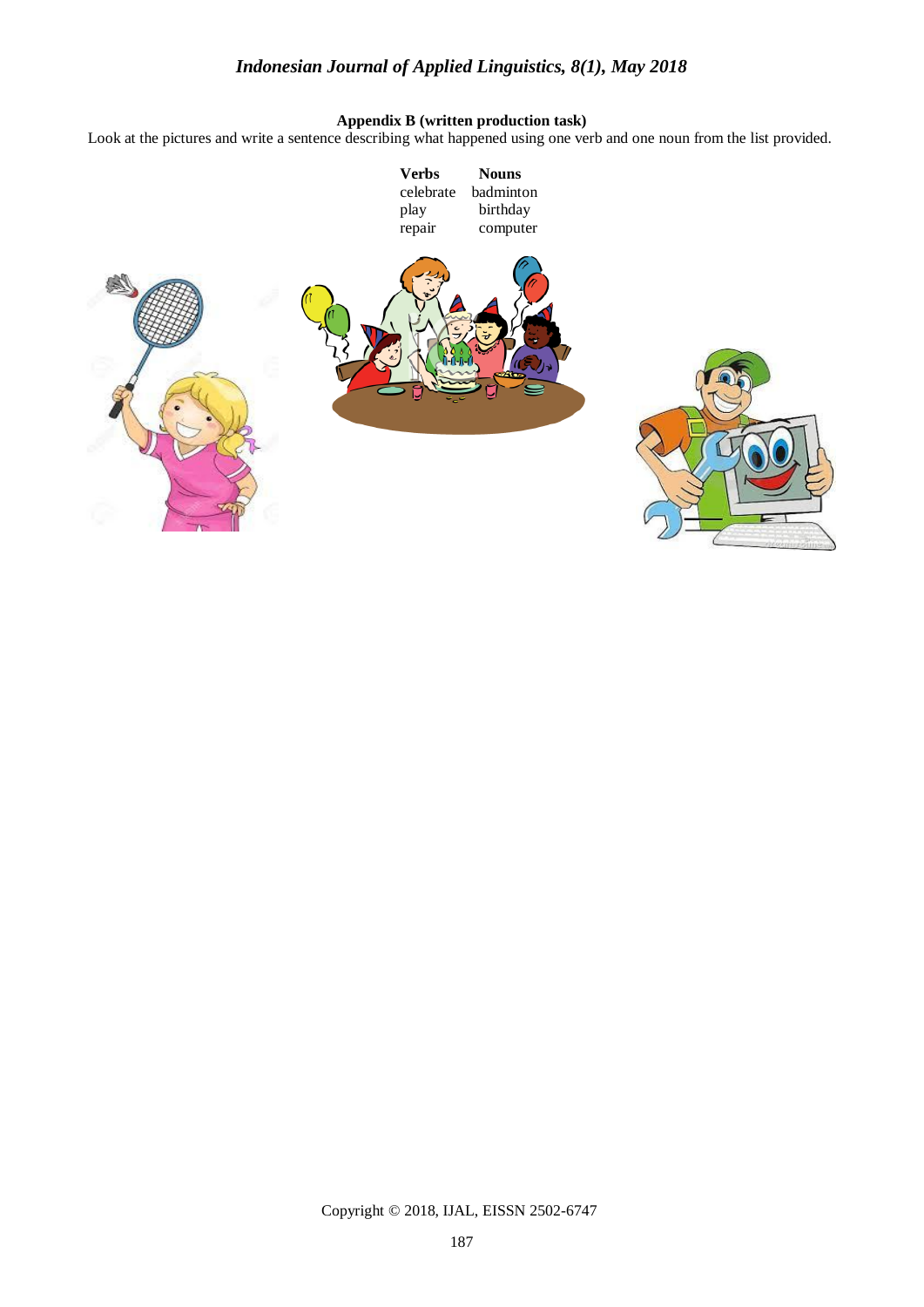**Appendix B (written production task)**

Look at the pictures and write a sentence describing what happened using one verb and one noun from the list provided.

| Verbs | Nouns |
| --- | --- |
| celebrate | badminton |
| play | birthday |
| repair | computer |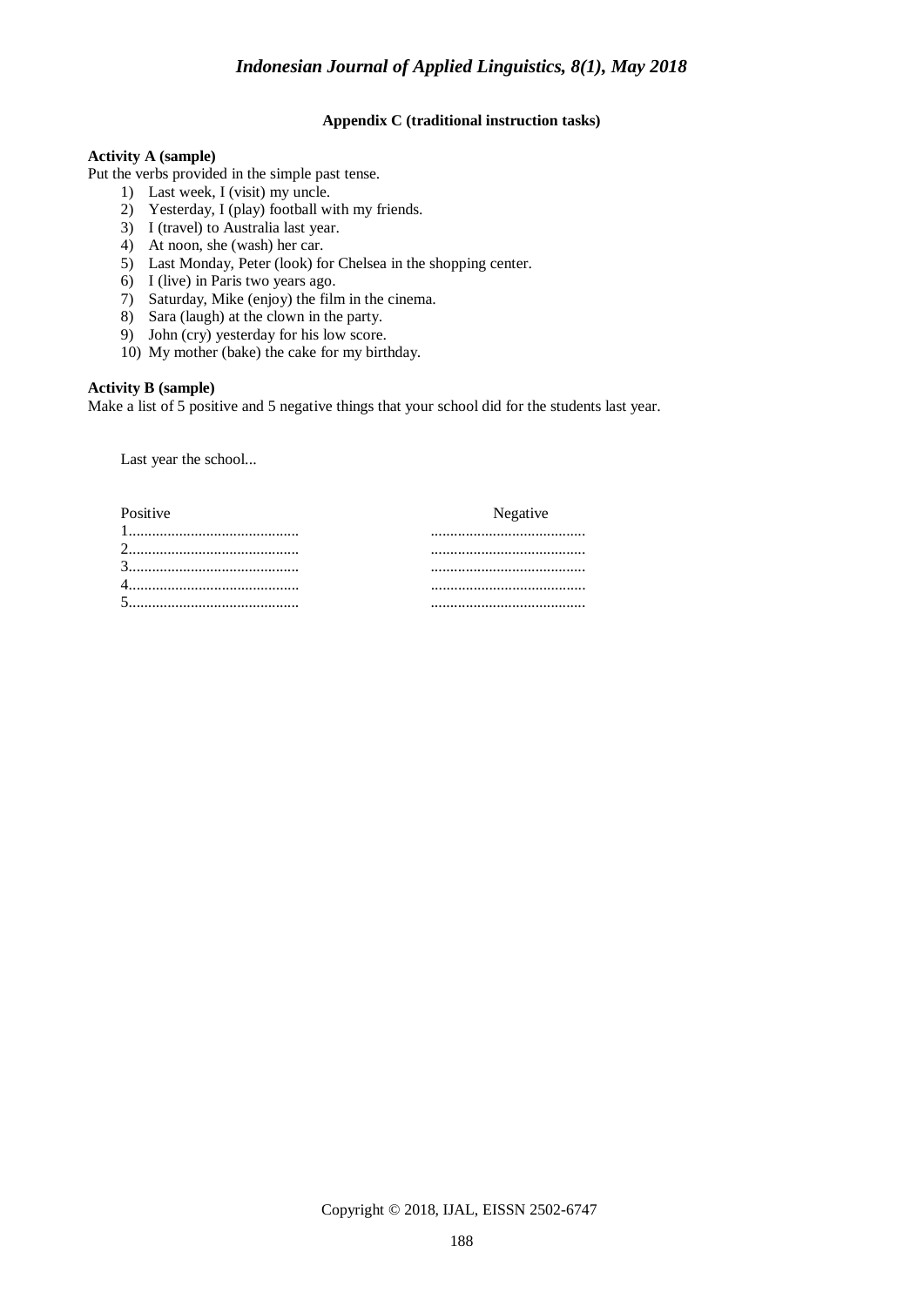**Appendix C (traditional instruction tasks)**

**Activity A (sample)**

Put the verbs provided in the simple past tense.

1) Last week, I (visit) my uncle.
2) Yesterday, I (play) football with my friends.
3) I (travel) to Australia last year.
4) At noon, she (wash) her car.
5) Last Monday, Peter (look) for Chelsea in the shopping center.
6) I (live) in Paris two years ago.
7) Saturday, Mike (enjoy) the film in the cinema.
8) Sara (laugh) at the clown in the party.
9) John (cry) yesterday for his low score.
10) My mother (bake) the cake for my birthday.

**Activity B (sample)**

Make a list of 5 positive and 5 negative things that your school did for the students last year.

Last year the school...

| Positive | Negative |
|---|---|
| 1........................................... | ........................................ |
| 2........................................... | ........................................ |
| 3........................................... | ........................................ |
| 4........................................... | ........................................ |
| 5........................................... | ........................................ |